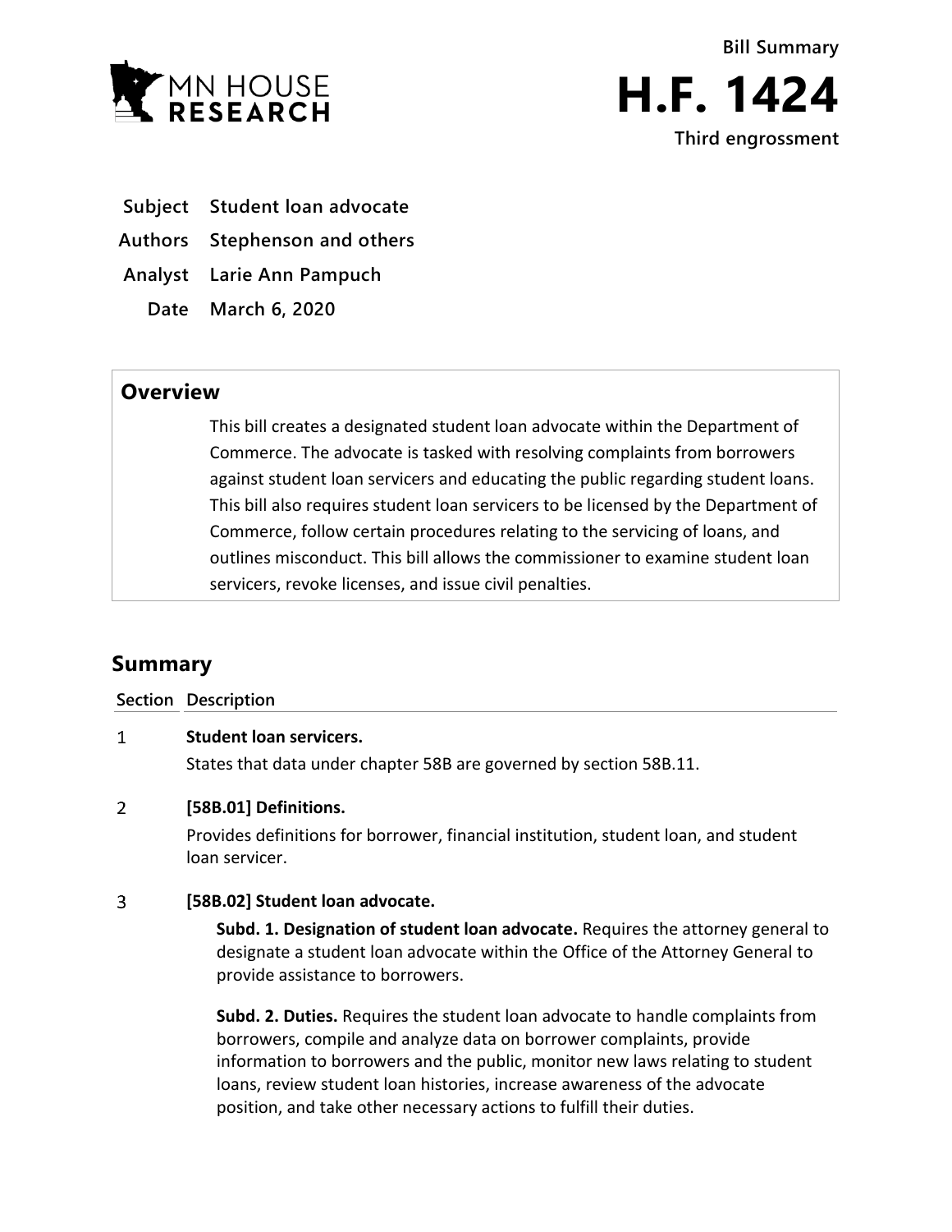MN HOUSE RESEARCH

Bill Summary

# H.F. 1424

Third engrossment

**Subject** Student loan advocate

**Authors** Stephenson and others

**Analyst** Larie Ann Pampuch

**Date** March 6, 2020

## Overview

This bill creates a designated student loan advocate within the Department of Commerce. The advocate is tasked with resolving complaints from borrowers against student loan servicers and educating the public regarding student loans. This bill also requires student loan servicers to be licensed by the Department of Commerce, follow certain procedures relating to the servicing of loans, and outlines misconduct. This bill allows the commissioner to examine student loan servicers, revoke licenses, and issue civil penalties.

## Summary

| Section | Description |
|---|---|
| 1 | **Student loan servicers.**<br>States that data under chapter 58B are governed by section 58B.11. |
| 2 | **[58B.01] Definitions.**<br>Provides definitions for borrower, financial institution, student loan, and student loan servicer. |
| 3 | **[58B.02] Student loan advocate.**<br>**Subd. 1. Designation of student loan advocate.** Requires the attorney general to designate a student loan advocate within the Office of the Attorney General to provide assistance to borrowers.<br><br>**Subd. 2. Duties.** Requires the student loan advocate to handle complaints from borrowers, compile and analyze data on borrower complaints, provide information to borrowers and the public, monitor new laws relating to student loans, review student loan histories, increase awareness of the advocate position, and take other necessary actions to fulfill their duties. |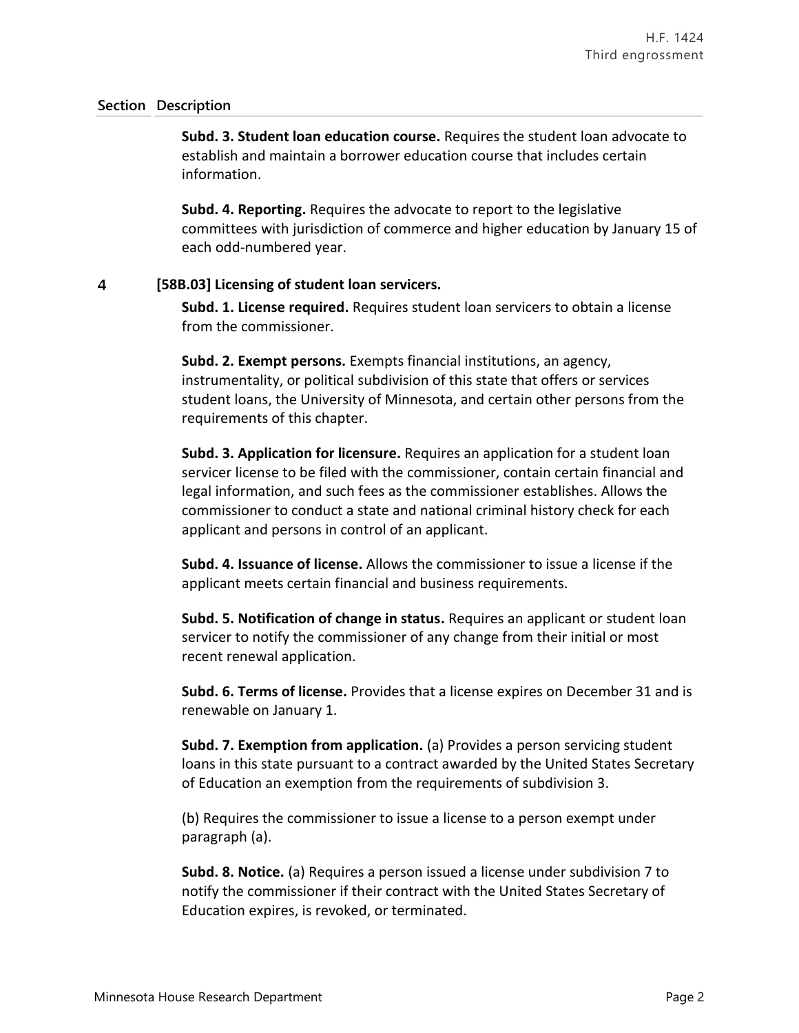| Section | Description |
|---|---|
| | **Subd. 3. Student loan education course.** Requires the student loan advocate to establish and maintain a borrower education course that includes certain information. |
| | **Subd. 4. Reporting.** Requires the advocate to report to the legislative committees with jurisdiction of commerce and higher education by January 15 of each odd-numbered year. |
| 4 | **[58B.03] Licensing of student loan servicers.** |
| | **Subd. 1. License required.** Requires student loan servicers to obtain a license from the commissioner. |
| | **Subd. 2. Exempt persons.** Exempts financial institutions, an agency, instrumentality, or political subdivision of this state that offers or services student loans, the University of Minnesota, and certain other persons from the requirements of this chapter. |
| | **Subd. 3. Application for licensure.** Requires an application for a student loan servicer license to be filed with the commissioner, contain certain financial and legal information, and such fees as the commissioner establishes. Allows the commissioner to conduct a state and national criminal history check for each applicant and persons in control of an applicant. |
| | **Subd. 4. Issuance of license.** Allows the commissioner to issue a license if the applicant meets certain financial and business requirements. |
| | **Subd. 5. Notification of change in status.** Requires an applicant or student loan servicer to notify the commissioner of any change from their initial or most recent renewal application. |
| | **Subd. 6. Terms of license.** Provides that a license expires on December 31 and is renewable on January 1. |
| | **Subd. 7. Exemption from application.** (a) Provides a person servicing student loans in this state pursuant to a contract awarded by the United States Secretary of Education an exemption from the requirements of subdivision 3. |
| | (b) Requires the commissioner to issue a license to a person exempt under paragraph (a). |
| | **Subd. 8. Notice.** (a) Requires a person issued a license under subdivision 7 to notify the commissioner if their contract with the United States Secretary of Education expires, is revoked, or terminated. |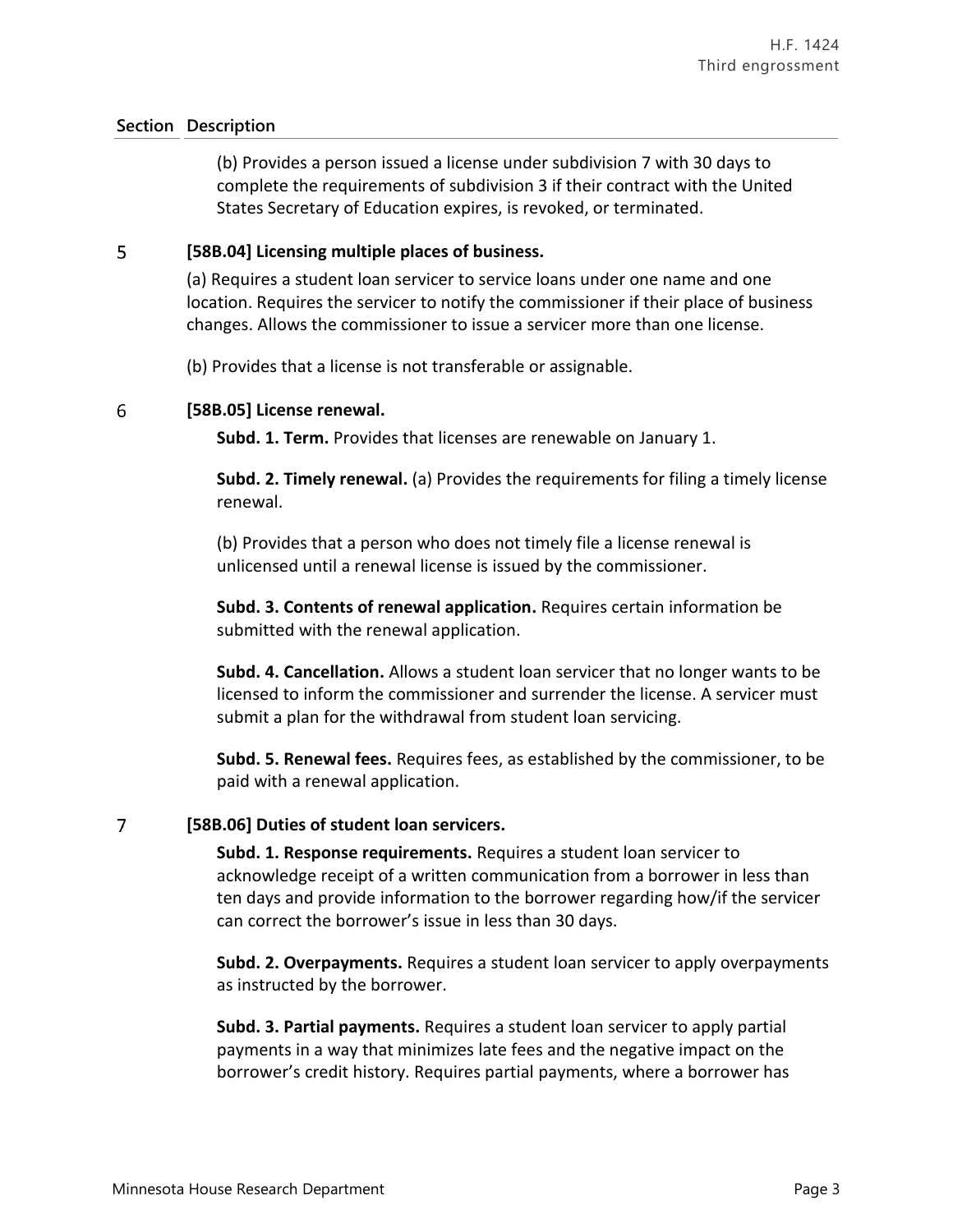| Section | Description |
|---|---|
| | (b) Provides a person issued a license under subdivision 7 with 30 days to complete the requirements of subdivision 3 if their contract with the United States Secretary of Education expires, is revoked, or terminated. |
| 5 | **[58B.04] Licensing multiple places of business.**<br><br>(a) Requires a student loan servicer to service loans under one name and one location. Requires the servicer to notify the commissioner if their place of business changes. Allows the commissioner to issue a servicer more than one license.<br><br>(b) Provides that a license is not transferable or assignable. |
| 6 | **[58B.05] License renewal.**<br><br>**Subd. 1. Term.** Provides that licenses are renewable on January 1.<br><br>**Subd. 2. Timely renewal.** (a) Provides the requirements for filing a timely license renewal.<br><br>(b) Provides that a person who does not timely file a license renewal is unlicensed until a renewal license is issued by the commissioner.<br><br>**Subd. 3. Contents of renewal application.** Requires certain information be submitted with the renewal application.<br><br>**Subd. 4. Cancellation.** Allows a student loan servicer that no longer wants to be licensed to inform the commissioner and surrender the license. A servicer must submit a plan for the withdrawal from student loan servicing.<br><br>**Subd. 5. Renewal fees.** Requires fees, as established by the commissioner, to be paid with a renewal application. |
| 7 | **[58B.06] Duties of student loan servicers.**<br><br>**Subd. 1. Response requirements.** Requires a student loan servicer to acknowledge receipt of a written communication from a borrower in less than ten days and provide information to the borrower regarding how/if the servicer can correct the borrower's issue in less than 30 days.<br><br>**Subd. 2. Overpayments.** Requires a student loan servicer to apply overpayments as instructed by the borrower.<br><br>**Subd. 3. Partial payments.** Requires a student loan servicer to apply partial payments in a way that minimizes late fees and the negative impact on the borrower's credit history. Requires partial payments, where a borrower has |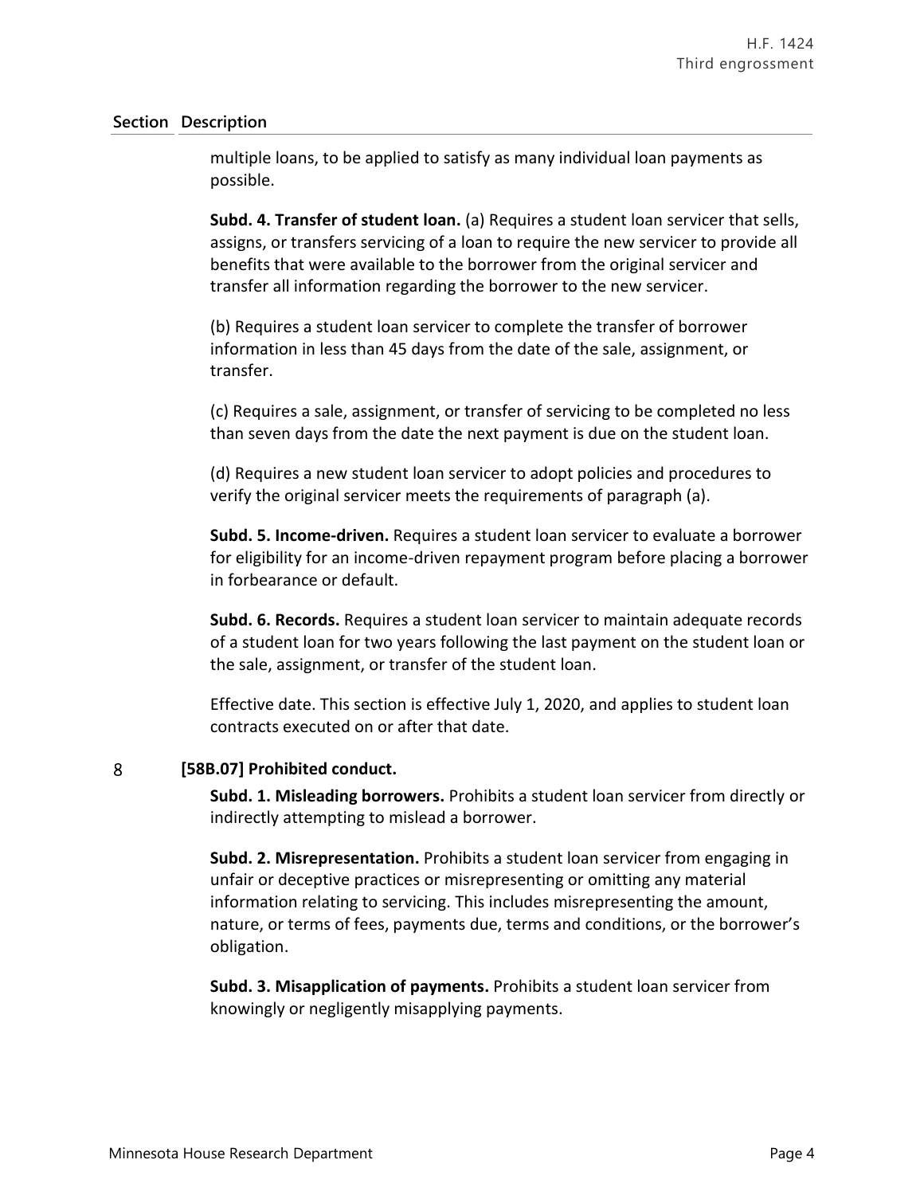| Section | Description |
|---|---|

multiple loans, to be applied to satisfy as many individual loan payments as possible.

**Subd. 4. Transfer of student loan.** (a) Requires a student loan servicer that sells, assigns, or transfers servicing of a loan to require the new servicer to provide all benefits that were available to the borrower from the original servicer and transfer all information regarding the borrower to the new servicer.

(b) Requires a student loan servicer to complete the transfer of borrower information in less than 45 days from the date of the sale, assignment, or transfer.

(c) Requires a sale, assignment, or transfer of servicing to be completed no less than seven days from the date the next payment is due on the student loan.

(d) Requires a new student loan servicer to adopt policies and procedures to verify the original servicer meets the requirements of paragraph (a).

**Subd. 5. Income-driven.** Requires a student loan servicer to evaluate a borrower for eligibility for an income-driven repayment program before placing a borrower in forbearance or default.

**Subd. 6. Records.** Requires a student loan servicer to maintain adequate records of a student loan for two years following the last payment on the student loan or the sale, assignment, or transfer of the student loan.

Effective date. This section is effective July 1, 2020, and applies to student loan contracts executed on or after that date.

8 **[58B.07] Prohibited conduct.**

**Subd. 1. Misleading borrowers.** Prohibits a student loan servicer from directly or indirectly attempting to mislead a borrower.

**Subd. 2. Misrepresentation.** Prohibits a student loan servicer from engaging in unfair or deceptive practices or misrepresenting or omitting any material information relating to servicing. This includes misrepresenting the amount, nature, or terms of fees, payments due, terms and conditions, or the borrower's obligation.

**Subd. 3. Misapplication of payments.** Prohibits a student loan servicer from knowingly or negligently misapplying payments.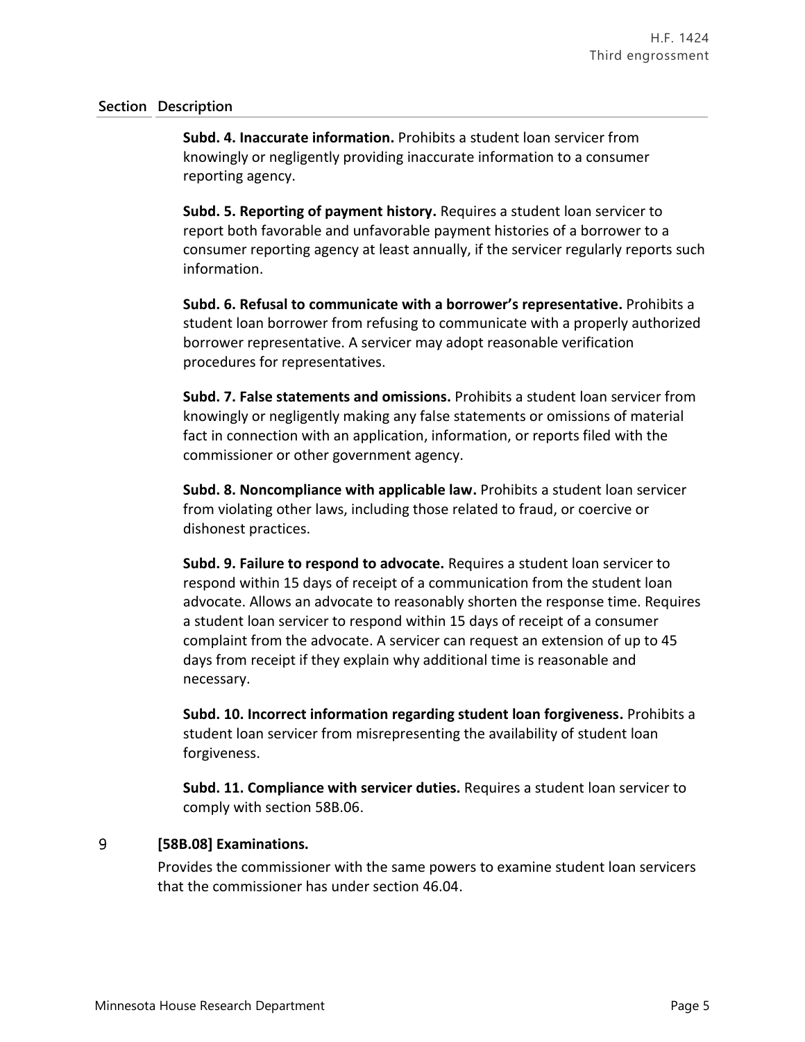| Section | Description |
|---|---|
| | **Subd. 4. Inaccurate information.** Prohibits a student loan servicer from knowingly or negligently providing inaccurate information to a consumer reporting agency. |
| | **Subd. 5. Reporting of payment history.** Requires a student loan servicer to report both favorable and unfavorable payment histories of a borrower to a consumer reporting agency at least annually, if the servicer regularly reports such information. |
| | **Subd. 6. Refusal to communicate with a borrower's representative.** Prohibits a student loan borrower from refusing to communicate with a properly authorized borrower representative. A servicer may adopt reasonable verification procedures for representatives. |
| | **Subd. 7. False statements and omissions.** Prohibits a student loan servicer from knowingly or negligently making any false statements or omissions of material fact in connection with an application, information, or reports filed with the commissioner or other government agency. |
| | **Subd. 8. Noncompliance with applicable law.** Prohibits a student loan servicer from violating other laws, including those related to fraud, or coercive or dishonest practices. |
| | **Subd. 9. Failure to respond to advocate.** Requires a student loan servicer to respond within 15 days of receipt of a communication from the student loan advocate. Allows an advocate to reasonably shorten the response time. Requires a student loan servicer to respond within 15 days of receipt of a consumer complaint from the advocate. A servicer can request an extension of up to 45 days from receipt if they explain why additional time is reasonable and necessary. |
| | **Subd. 10. Incorrect information regarding student loan forgiveness.** Prohibits a student loan servicer from misrepresenting the availability of student loan forgiveness. |
| | **Subd. 11. Compliance with servicer duties.** Requires a student loan servicer to comply with section 58B.06. |
| 9 | **[58B.08] Examinations.** Provides the commissioner with the same powers to examine student loan servicers that the commissioner has under section 46.04. |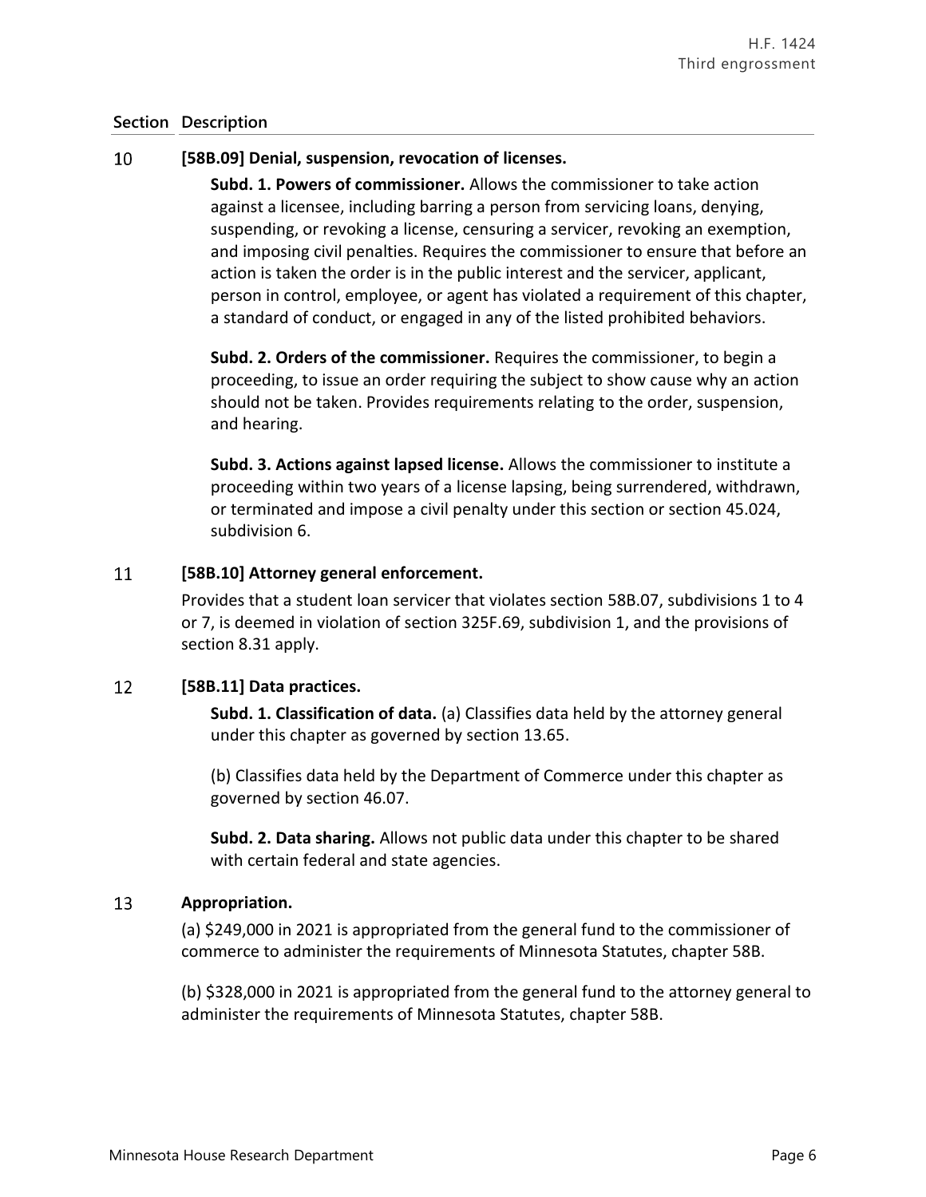| Section | Description |
|---|---|
| 10 | **[58B.09] Denial, suspension, revocation of licenses.**<br><br>**Subd. 1. Powers of commissioner.** Allows the commissioner to take action against a licensee, including barring a person from servicing loans, denying, suspending, or revoking a license, censuring a servicer, revoking an exemption, and imposing civil penalties. Requires the commissioner to ensure that before an action is taken the order is in the public interest and the servicer, applicant, person in control, employee, or agent has violated a requirement of this chapter, a standard of conduct, or engaged in any of the listed prohibited behaviors.<br><br>**Subd. 2. Orders of the commissioner.** Requires the commissioner, to begin a proceeding, to issue an order requiring the subject to show cause why an action should not be taken. Provides requirements relating to the order, suspension, and hearing.<br><br>**Subd. 3. Actions against lapsed license.** Allows the commissioner to institute a proceeding within two years of a license lapsing, being surrendered, withdrawn, or terminated and impose a civil penalty under this section or section 45.024, subdivision 6. |
| 11 | **[58B.10] Attorney general enforcement.**<br><br>Provides that a student loan servicer that violates section 58B.07, subdivisions 1 to 4 or 7, is deemed in violation of section 325F.69, subdivision 1, and the provisions of section 8.31 apply. |
| 12 | **[58B.11] Data practices.**<br><br>**Subd. 1. Classification of data.** (a) Classifies data held by the attorney general under this chapter as governed by section 13.65.<br><br>(b) Classifies data held by the Department of Commerce under this chapter as governed by section 46.07.<br><br>**Subd. 2. Data sharing.** Allows not public data under this chapter to be shared with certain federal and state agencies. |
| 13 | **Appropriation.**<br><br>(a) $249,000 in 2021 is appropriated from the general fund to the commissioner of commerce to administer the requirements of Minnesota Statutes, chapter 58B.<br><br>(b) $328,000 in 2021 is appropriated from the general fund to the attorney general to administer the requirements of Minnesota Statutes, chapter 58B. |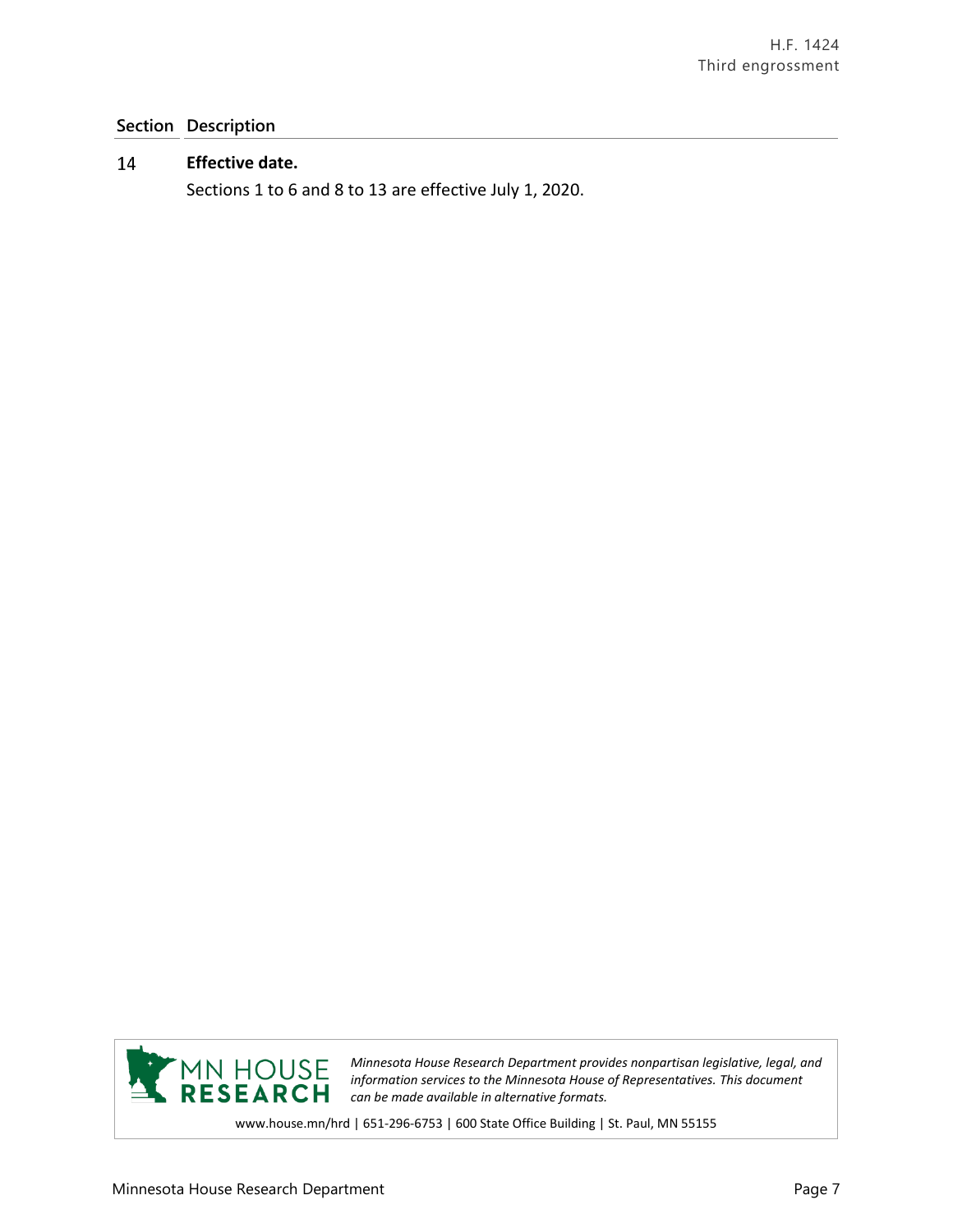| Section | Description |
|---|---|
| 14 | **Effective date.** Sections 1 to 6 and 8 to 13 are effective July 1, 2020. |

*Minnesota House Research Department provides nonpartisan legislative, legal, and information services to the Minnesota House of Representatives. This document can be made available in alternative formats.*

www.house.mn/hrd | 651-296-6753 | 600 State Office Building | St. Paul, MN 55155